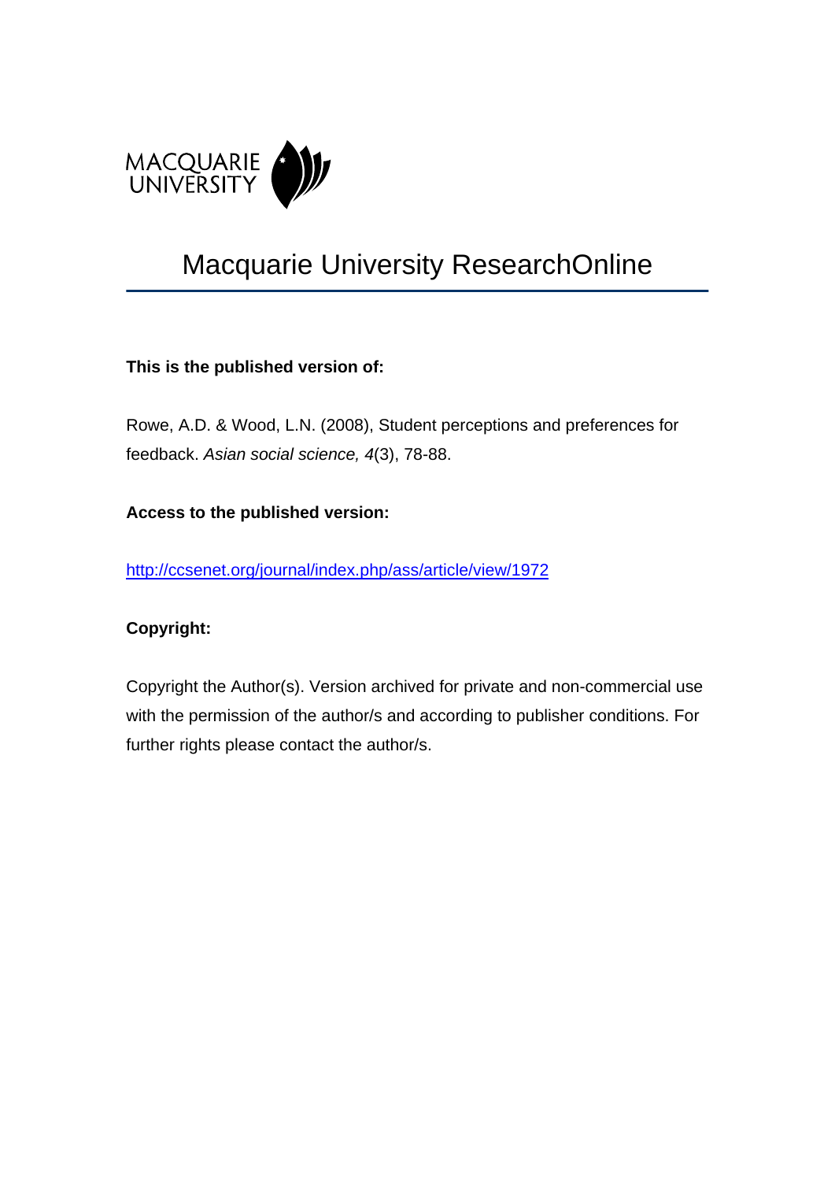MACQUARIE UNIVERSITY

# Macquarie University ResearchOnline

**This is the published version of:**

Rowe, A.D. & Wood, L.N. (2008), Student perceptions and preferences for feedback. *Asian social science, 4*(3), 78-88.

**Access to the published version:**

http://ccsenet.org/journal/index.php/ass/article/view/1972

**Copyright:**

Copyright the Author(s). Version archived for private and non-commercial use with the permission of the author/s and according to publisher conditions. For further rights please contact the author/s.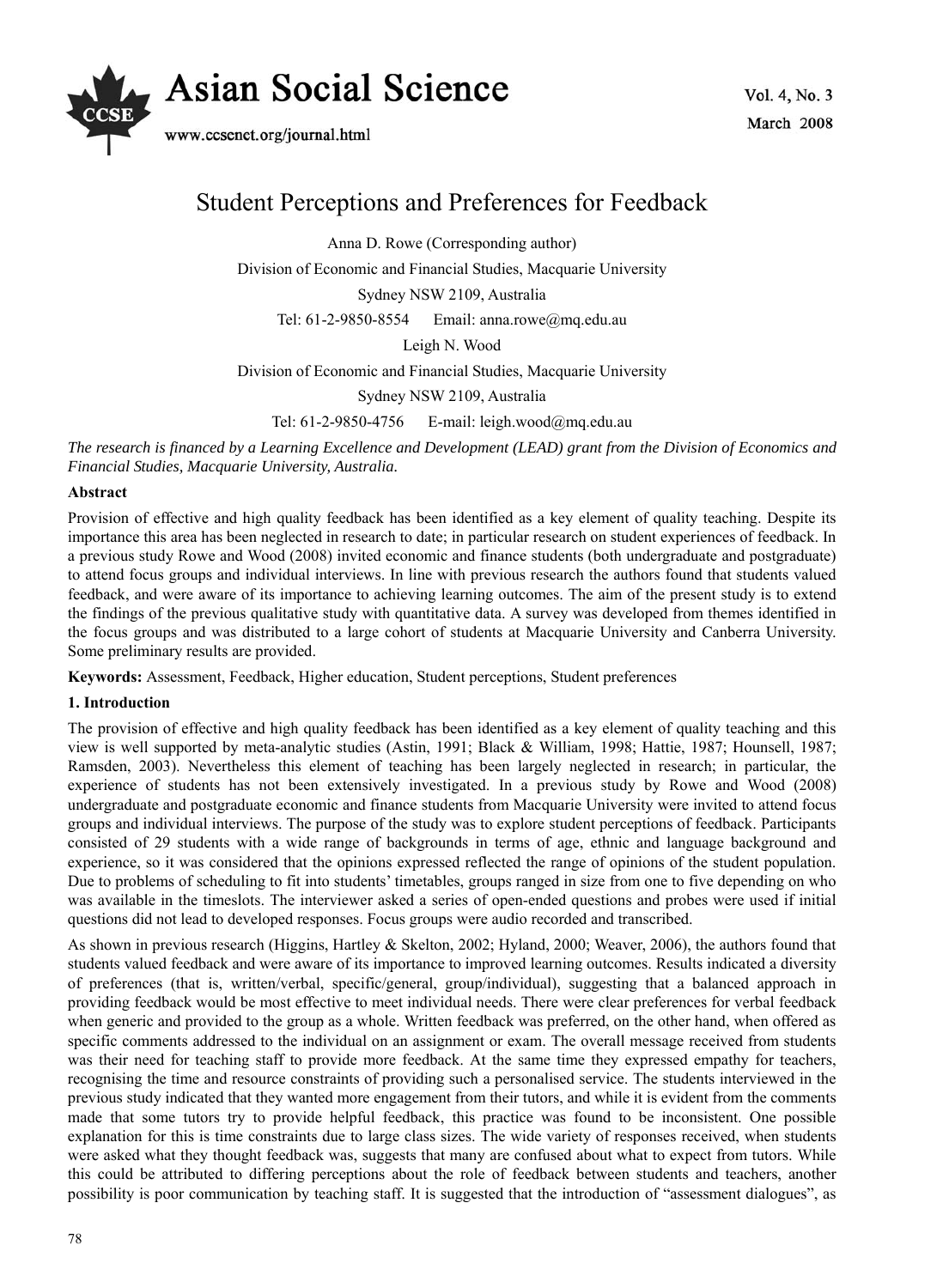Student Perceptions and Preferences for Feedback

Anna D. Rowe (Corresponding author)

Division of Economic and Financial Studies, Macquarie University

Sydney NSW 2109, Australia

Tel: 61-2-9850-8554 Email: anna.rowe@mq.edu.au

Leigh N. Wood

Division of Economic and Financial Studies, Macquarie University

Sydney NSW 2109, Australia

Tel: 61-2-9850-4756 E-mail: leigh.wood@mq.edu.au

*The research is financed by a Learning Excellence and Development (LEAD) grant from the Division of Economics and Financial Studies, Macquarie University, Australia.*

**Abstract**

Provision of effective and high quality feedback has been identified as a key element of quality teaching. Despite its importance this area has been neglected in research to date; in particular research on student experiences of feedback. In a previous study Rowe and Wood (2008) invited economic and finance students (both undergraduate and postgraduate) to attend focus groups and individual interviews. In line with previous research the authors found that students valued feedback, and were aware of its importance to achieving learning outcomes. The aim of the present study is to extend the findings of the previous qualitative study with quantitative data. A survey was developed from themes identified in the focus groups and was distributed to a large cohort of students at Macquarie University and Canberra University. Some preliminary results are provided.

**Keywords:** Assessment, Feedback, Higher education, Student perceptions, Student preferences

## 1. Introduction

The provision of effective and high quality feedback has been identified as a key element of quality teaching and this view is well supported by meta-analytic studies (Astin, 1991; Black & William, 1998; Hattie, 1987; Hounsell, 1987; Ramsden, 2003). Nevertheless this element of teaching has been largely neglected in research; in particular, the experience of students has not been extensively investigated. In a previous study by Rowe and Wood (2008) undergraduate and postgraduate economic and finance students from Macquarie University were invited to attend focus groups and individual interviews. The purpose of the study was to explore student perceptions of feedback. Participants consisted of 29 students with a wide range of backgrounds in terms of age, ethnic and language background and experience, so it was considered that the opinions expressed reflected the range of opinions of the student population. Due to problems of scheduling to fit into students' timetables, groups ranged in size from one to five depending on who was available in the timeslots. The interviewer asked a series of open-ended questions and probes were used if initial questions did not lead to developed responses. Focus groups were audio recorded and transcribed.

As shown in previous research (Higgins, Hartley & Skelton, 2002; Hyland, 2000; Weaver, 2006), the authors found that students valued feedback and were aware of its importance to improved learning outcomes. Results indicated a diversity of preferences (that is, written/verbal, specific/general, group/individual), suggesting that a balanced approach in providing feedback would be most effective to meet individual needs. There were clear preferences for verbal feedback when generic and provided to the group as a whole. Written feedback was preferred, on the other hand, when offered as specific comments addressed to the individual on an assignment or exam. The overall message received from students was their need for teaching staff to provide more feedback. At the same time they expressed empathy for teachers, recognising the time and resource constraints of providing such a personalised service. The students interviewed in the previous study indicated that they wanted more engagement from their tutors, and while it is evident from the comments made that some tutors try to provide helpful feedback, this practice was found to be inconsistent. One possible explanation for this is time constraints due to large class sizes. The wide variety of responses received, when students were asked what they thought feedback was, suggests that many are confused about what to expect from tutors. While this could be attributed to differing perceptions about the role of feedback between students and teachers, another possibility is poor communication by teaching staff. It is suggested that the introduction of "assessment dialogues", as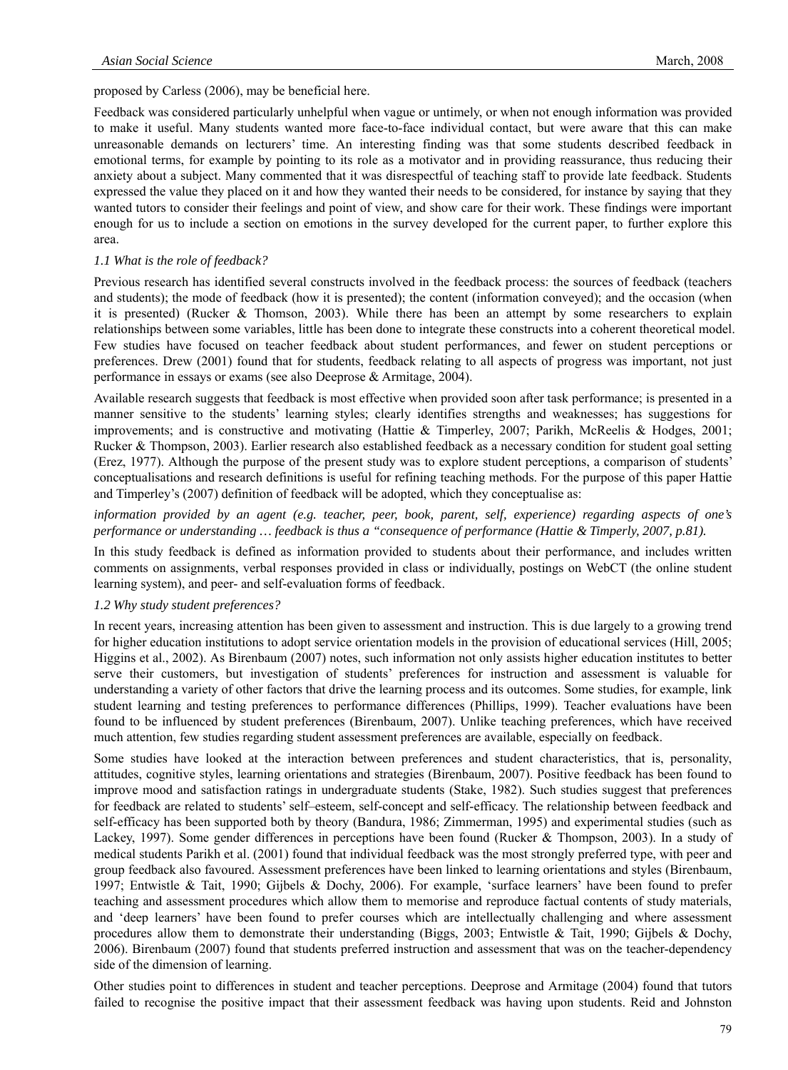proposed by Carless (2006), may be beneficial here.

Feedback was considered particularly unhelpful when vague or untimely, or when not enough information was provided to make it useful. Many students wanted more face-to-face individual contact, but were aware that this can make unreasonable demands on lecturers' time. An interesting finding was that some students described feedback in emotional terms, for example by pointing to its role as a motivator and in providing reassurance, thus reducing their anxiety about a subject. Many commented that it was disrespectful of teaching staff to provide late feedback. Students expressed the value they placed on it and how they wanted their needs to be considered, for instance by saying that they wanted tutors to consider their feelings and point of view, and show care for their work. These findings were important enough for us to include a section on emotions in the survey developed for the current paper, to further explore this area.

### *1.1 What is the role of feedback?*

Previous research has identified several constructs involved in the feedback process: the sources of feedback (teachers and students); the mode of feedback (how it is presented); the content (information conveyed); and the occasion (when it is presented) (Rucker & Thomson, 2003). While there has been an attempt by some researchers to explain relationships between some variables, little has been done to integrate these constructs into a coherent theoretical model. Few studies have focused on teacher feedback about student performances, and fewer on student perceptions or preferences. Drew (2001) found that for students, feedback relating to all aspects of progress was important, not just performance in essays or exams (see also Deeprose & Armitage, 2004).

Available research suggests that feedback is most effective when provided soon after task performance; is presented in a manner sensitive to the students' learning styles; clearly identifies strengths and weaknesses; has suggestions for improvements; and is constructive and motivating (Hattie & Timperley, 2007; Parikh, McReelis & Hodges, 2001; Rucker & Thompson, 2003). Earlier research also established feedback as a necessary condition for student goal setting (Erez, 1977). Although the purpose of the present study was to explore student perceptions, a comparison of students' conceptualisations and research definitions is useful for refining teaching methods. For the purpose of this paper Hattie and Timperley's (2007) definition of feedback will be adopted, which they conceptualise as:

*information provided by an agent (e.g. teacher, peer, book, parent, self, experience) regarding aspects of one's performance or understanding … feedback is thus a "consequence of performance (Hattie & Timperly, 2007, p.81).*

In this study feedback is defined as information provided to students about their performance, and includes written comments on assignments, verbal responses provided in class or individually, postings on WebCT (the online student learning system), and peer- and self-evaluation forms of feedback.

### *1.2 Why study student preferences?*

In recent years, increasing attention has been given to assessment and instruction. This is due largely to a growing trend for higher education institutions to adopt service orientation models in the provision of educational services (Hill, 2005; Higgins et al., 2002). As Birenbaum (2007) notes, such information not only assists higher education institutes to better serve their customers, but investigation of students' preferences for instruction and assessment is valuable for understanding a variety of other factors that drive the learning process and its outcomes. Some studies, for example, link student learning and testing preferences to performance differences (Phillips, 1999). Teacher evaluations have been found to be influenced by student preferences (Birenbaum, 2007). Unlike teaching preferences, which have received much attention, few studies regarding student assessment preferences are available, especially on feedback.

Some studies have looked at the interaction between preferences and student characteristics, that is, personality, attitudes, cognitive styles, learning orientations and strategies (Birenbaum, 2007). Positive feedback has been found to improve mood and satisfaction ratings in undergraduate students (Stake, 1982). Such studies suggest that preferences for feedback are related to students' self–esteem, self-concept and self-efficacy. The relationship between feedback and self-efficacy has been supported both by theory (Bandura, 1986; Zimmerman, 1995) and experimental studies (such as Lackey, 1997). Some gender differences in perceptions have been found (Rucker & Thompson, 2003). In a study of medical students Parikh et al. (2001) found that individual feedback was the most strongly preferred type, with peer and group feedback also favoured. Assessment preferences have been linked to learning orientations and styles (Birenbaum, 1997; Entwistle & Tait, 1990; Gijbels & Dochy, 2006). For example, 'surface learners' have been found to prefer teaching and assessment procedures which allow them to memorise and reproduce factual contents of study materials, and 'deep learners' have been found to prefer courses which are intellectually challenging and where assessment procedures allow them to demonstrate their understanding (Biggs, 2003; Entwistle & Tait, 1990; Gijbels & Dochy, 2006). Birenbaum (2007) found that students preferred instruction and assessment that was on the teacher-dependency side of the dimension of learning.

Other studies point to differences in student and teacher perceptions. Deeprose and Armitage (2004) found that tutors failed to recognise the positive impact that their assessment feedback was having upon students. Reid and Johnston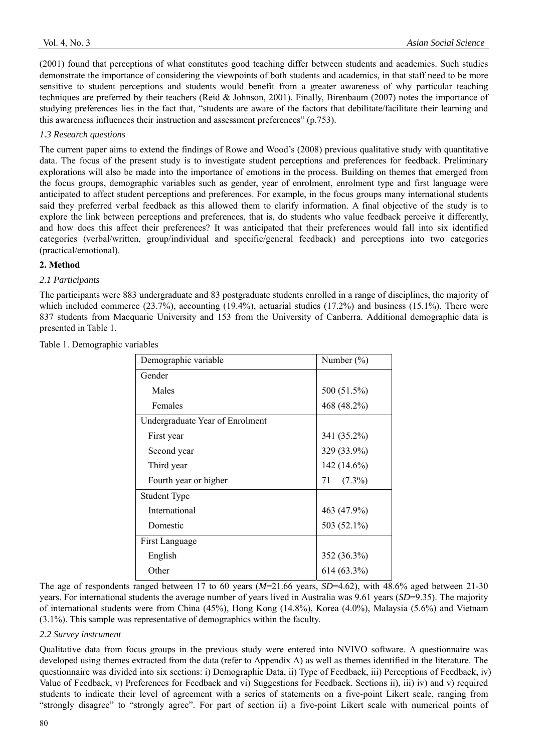(2001) found that perceptions of what constitutes good teaching differ between students and academics. Such studies demonstrate the importance of considering the viewpoints of both students and academics, in that staff need to be more sensitive to student perceptions and students would benefit from a greater awareness of why particular teaching techniques are preferred by their teachers (Reid & Johnson, 2001). Finally, Birenbaum (2007) notes the importance of studying preferences lies in the fact that, "students are aware of the factors that debilitate/facilitate their learning and this awareness influences their instruction and assessment preferences" (p.753).

### *1.3 Research questions*

The current paper aims to extend the findings of Rowe and Wood's (2008) previous qualitative study with quantitative data. The focus of the present study is to investigate student perceptions and preferences for feedback. Preliminary explorations will also be made into the importance of emotions in the process. Building on themes that emerged from the focus groups, demographic variables such as gender, year of enrolment, enrolment type and first language were anticipated to affect student perceptions and preferences. For example, in the focus groups many international students said they preferred verbal feedback as this allowed them to clarify information. A final objective of the study is to explore the link between perceptions and preferences, that is, do students who value feedback perceive it differently, and how does this affect their preferences? It was anticipated that their preferences would fall into six identified categories (verbal/written, group/individual and specific/general feedback) and perceptions into two categories (practical/emotional).

## **2. Method**

### *2.1 Participants*

The participants were 883 undergraduate and 83 postgraduate students enrolled in a range of disciplines, the majority of which included commerce (23.7%), accounting (19.4%), actuarial studies (17.2%) and business (15.1%). There were 837 students from Macquarie University and 153 from the University of Canberra. Additional demographic data is presented in Table 1.

Table 1. Demographic variables

| Demographic variable | Number (%) |
|---|---|
| Gender | |
| Males | 500 (51.5%) |
| Females | 468 (48.2%) |
| Undergraduate Year of Enrolment | |
| First year | 341 (35.2%) |
| Second year | 329 (33.9%) |
| Third year | 142 (14.6%) |
| Fourth year or higher | 71 (7.3%) |
| Student Type | |
| International | 463 (47.9%) |
| Domestic | 503 (52.1%) |
| First Language | |
| English | 352 (36.3%) |
| Other | 614 (63.3%) |

The age of respondents ranged between 17 to 60 years ($M$=21.66 years, $SD$=4.62), with 48.6% aged between 21-30 years. For international students the average number of years lived in Australia was 9.61 years ($SD$=9.35). The majority of international students were from China (45%), Hong Kong (14.8%), Korea (4.0%), Malaysia (5.6%) and Vietnam (3.1%). This sample was representative of demographics within the faculty.

### *2.2 Survey instrument*

Qualitative data from focus groups in the previous study were entered into NVIVO software. A questionnaire was developed using themes extracted from the data (refer to Appendix A) as well as themes identified in the literature. The questionnaire was divided into six sections: i) Demographic Data, ii) Type of Feedback, iii) Perceptions of Feedback, iv) Value of Feedback, v) Preferences for Feedback and vi) Suggestions for Feedback. Sections ii), iii) iv) and v) required students to indicate their level of agreement with a series of statements on a five-point Likert scale, ranging from "strongly disagree" to "strongly agree". For part of section ii) a five-point Likert scale with numerical points of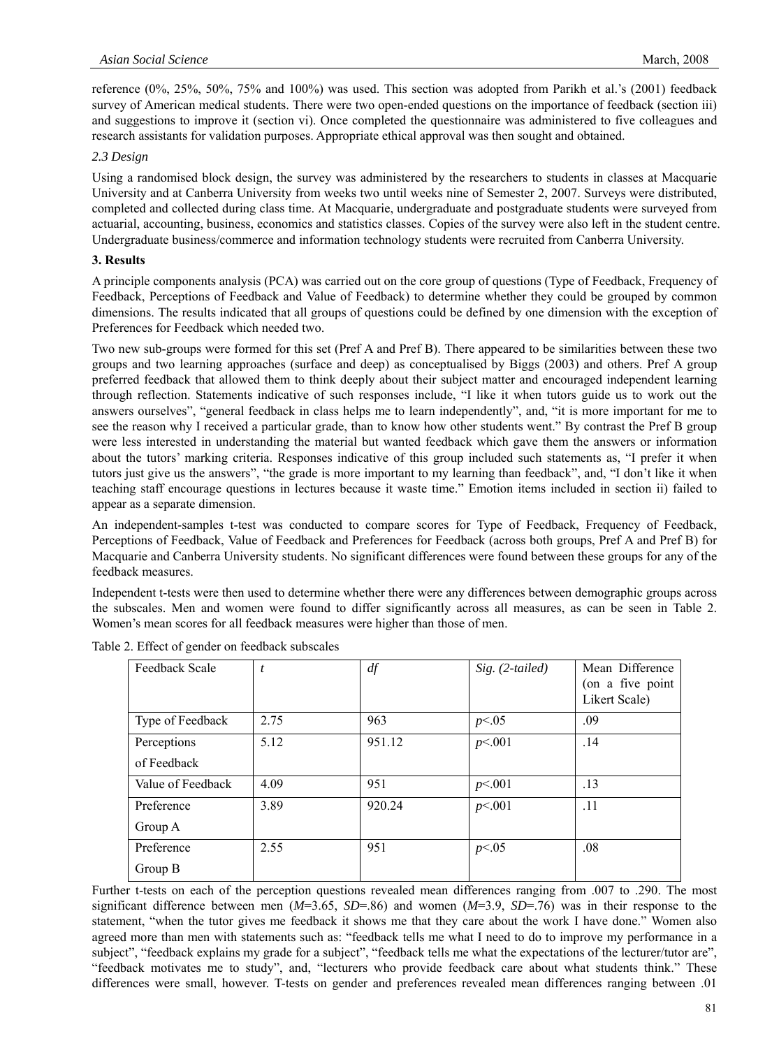reference (0%, 25%, 50%, 75% and 100%) was used. This section was adopted from Parikh et al.'s (2001) feedback survey of American medical students. There were two open-ended questions on the importance of feedback (section iii) and suggestions to improve it (section vi). Once completed the questionnaire was administered to five colleagues and research assistants for validation purposes. Appropriate ethical approval was then sought and obtained.

### *2.3 Design*

Using a randomised block design, the survey was administered by the researchers to students in classes at Macquarie University and at Canberra University from weeks two until weeks nine of Semester 2, 2007. Surveys were distributed, completed and collected during class time. At Macquarie, undergraduate and postgraduate students were surveyed from actuarial, accounting, business, economics and statistics classes. Copies of the survey were also left in the student centre. Undergraduate business/commerce and information technology students were recruited from Canberra University.

## 3. Results

A principle components analysis (PCA) was carried out on the core group of questions (Type of Feedback, Frequency of Feedback, Perceptions of Feedback and Value of Feedback) to determine whether they could be grouped by common dimensions. The results indicated that all groups of questions could be defined by one dimension with the exception of Preferences for Feedback which needed two.

Two new sub-groups were formed for this set (Pref A and Pref B). There appeared to be similarities between these two groups and two learning approaches (surface and deep) as conceptualised by Biggs (2003) and others. Pref A group preferred feedback that allowed them to think deeply about their subject matter and encouraged independent learning through reflection. Statements indicative of such responses include, "I like it when tutors guide us to work out the answers ourselves", "general feedback in class helps me to learn independently", and, "it is more important for me to see the reason why I received a particular grade, than to know how other students went." By contrast the Pref B group were less interested in understanding the material but wanted feedback which gave them the answers or information about the tutors' marking criteria. Responses indicative of this group included such statements as, "I prefer it when tutors just give us the answers", "the grade is more important to my learning than feedback", and, "I don't like it when teaching staff encourage questions in lectures because it waste time." Emotion items included in section ii) failed to appear as a separate dimension.

An independent-samples t-test was conducted to compare scores for Type of Feedback, Frequency of Feedback, Perceptions of Feedback, Value of Feedback and Preferences for Feedback (across both groups, Pref A and Pref B) for Macquarie and Canberra University students. No significant differences were found between these groups for any of the feedback measures.

Independent t-tests were then used to determine whether there were any differences between demographic groups across the subscales. Men and women were found to differ significantly across all measures, as can be seen in Table 2. Women's mean scores for all feedback measures were higher than those of men.

Table 2. Effect of gender on feedback subscales

| Feedback Scale | *t* | *df* | *Sig. (2-tailed)* | Mean Difference (on a five point Likert Scale) |
|---|---|---|---|---|
| Type of Feedback | 2.75 | 963 | $p<.05$ | .09 |
| Perceptions of Feedback | 5.12 | 951.12 | $p<.001$ | .14 |
| Value of Feedback | 4.09 | 951 | $p<.001$ | .13 |
| Preference Group A | 3.89 | 920.24 | $p<.001$ | .11 |
| Preference Group B | 2.55 | 951 | $p<.05$ | .08 |

Further t-tests on each of the perception questions revealed mean differences ranging from .007 to .290. The most significant difference between men ($M$=3.65, $SD$=.86) and women ($M$=3.9, $SD$=.76) was in their response to the statement, "when the tutor gives me feedback it shows me that they care about the work I have done." Women also agreed more than men with statements such as: "feedback tells me what I need to do to improve my performance in a subject", "feedback explains my grade for a subject", "feedback tells me what the expectations of the lecturer/tutor are", "feedback motivates me to study", and, "lecturers who provide feedback care about what students think." These differences were small, however. T-tests on gender and preferences revealed mean differences ranging between .01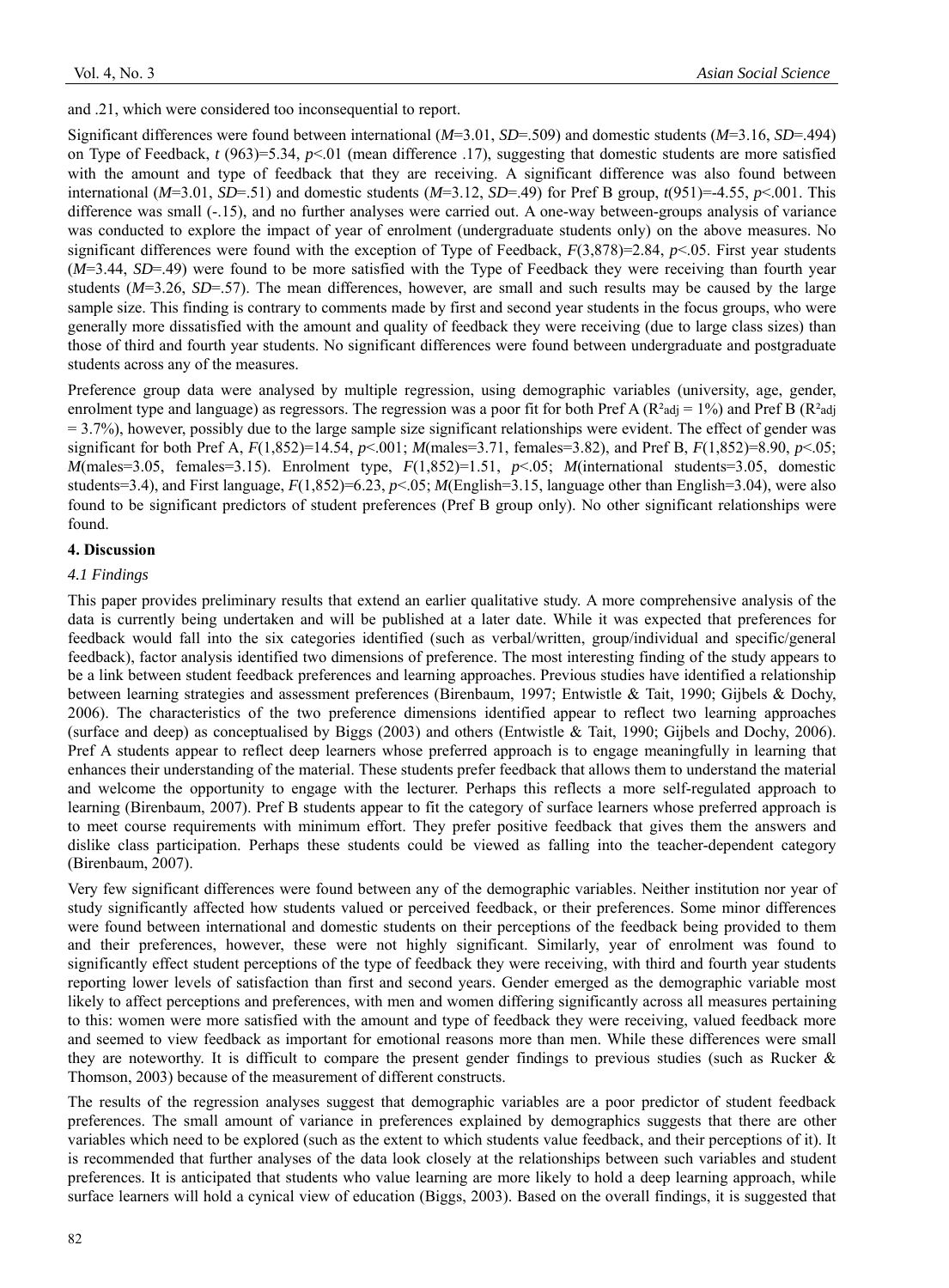and .21, which were considered too inconsequential to report.

Significant differences were found between international (*M*=3.01, *SD*=.509) and domestic students (*M*=3.16, *SD*=.494) on Type of Feedback, *t* (963)=5.34, $p<.01$ (mean difference .17), suggesting that domestic students are more satisfied with the amount and type of feedback that they are receiving. A significant difference was also found between international (*M*=3.01, *SD*=.51) and domestic students (*M*=3.12, *SD*=.49) for Pref B group, $t(951)=-4.55$, $p<.001$. This difference was small (-.15), and no further analyses were carried out. A one-way between-groups analysis of variance was conducted to explore the impact of year of enrolment (undergraduate students only) on the above measures. No significant differences were found with the exception of Type of Feedback, $F(3,878)=2.84$, $p<.05$. First year students (*M*=3.44, *SD*=.49) were found to be more satisfied with the Type of Feedback they were receiving than fourth year students (*M*=3.26, *SD*=.57). The mean differences, however, are small and such results may be caused by the large sample size. This finding is contrary to comments made by first and second year students in the focus groups, who were generally more dissatisfied with the amount and quality of feedback they were receiving (due to large class sizes) than those of third and fourth year students. No significant differences were found between undergraduate and postgraduate students across any of the measures.

Preference group data were analysed by multiple regression, using demographic variables (university, age, gender, enrolment type and language) as regressors. The regression was a poor fit for both Pref A ($R^2_{adj}$ = 1%) and Pref B ($R^2_{adj}$ = 3.7%), however, possibly due to the large sample size significant relationships were evident. The effect of gender was significant for both Pref A, $F(1,852)=14.54$, $p<.001$; *M*(males=3.71, females=3.82), and Pref B, $F(1,852)=8.90$, $p<.05$; *M*(males=3.05, females=3.15). Enrolment type, $F(1,852)=1.51$, $p<.05$; *M*(international students=3.05, domestic students=3.4), and First language, $F(1,852)=6.23$, $p<.05$; *M*(English=3.15, language other than English=3.04), were also found to be significant predictors of student preferences (Pref B group only). No other significant relationships were found.

## 4. Discussion

### 4.1 Findings

This paper provides preliminary results that extend an earlier qualitative study. A more comprehensive analysis of the data is currently being undertaken and will be published at a later date. While it was expected that preferences for feedback would fall into the six categories identified (such as verbal/written, group/individual and specific/general feedback), factor analysis identified two dimensions of preference. The most interesting finding of the study appears to be a link between student feedback preferences and learning approaches. Previous studies have identified a relationship between learning strategies and assessment preferences (Birenbaum, 1997; Entwistle & Tait, 1990; Gijbels & Dochy, 2006). The characteristics of the two preference dimensions identified appear to reflect two learning approaches (surface and deep) as conceptualised by Biggs (2003) and others (Entwistle & Tait, 1990; Gijbels and Dochy, 2006). Pref A students appear to reflect deep learners whose preferred approach is to engage meaningfully in learning that enhances their understanding of the material. These students prefer feedback that allows them to understand the material and welcome the opportunity to engage with the lecturer. Perhaps this reflects a more self-regulated approach to learning (Birenbaum, 2007). Pref B students appear to fit the category of surface learners whose preferred approach is to meet course requirements with minimum effort. They prefer positive feedback that gives them the answers and dislike class participation. Perhaps these students could be viewed as falling into the teacher-dependent category (Birenbaum, 2007).

Very few significant differences were found between any of the demographic variables. Neither institution nor year of study significantly affected how students valued or perceived feedback, or their preferences. Some minor differences were found between international and domestic students on their perceptions of the feedback being provided to them and their preferences, however, these were not highly significant. Similarly, year of enrolment was found to significantly effect student perceptions of the type of feedback they were receiving, with third and fourth year students reporting lower levels of satisfaction than first and second years. Gender emerged as the demographic variable most likely to affect perceptions and preferences, with men and women differing significantly across all measures pertaining to this: women were more satisfied with the amount and type of feedback they were receiving, valued feedback more and seemed to view feedback as important for emotional reasons more than men. While these differences were small they are noteworthy. It is difficult to compare the present gender findings to previous studies (such as Rucker & Thomson, 2003) because of the measurement of different constructs.

The results of the regression analyses suggest that demographic variables are a poor predictor of student feedback preferences. The small amount of variance in preferences explained by demographics suggests that there are other variables which need to be explored (such as the extent to which students value feedback, and their perceptions of it). It is recommended that further analyses of the data look closely at the relationships between such variables and student preferences. It is anticipated that students who value learning are more likely to hold a deep learning approach, while surface learners will hold a cynical view of education (Biggs, 2003). Based on the overall findings, it is suggested that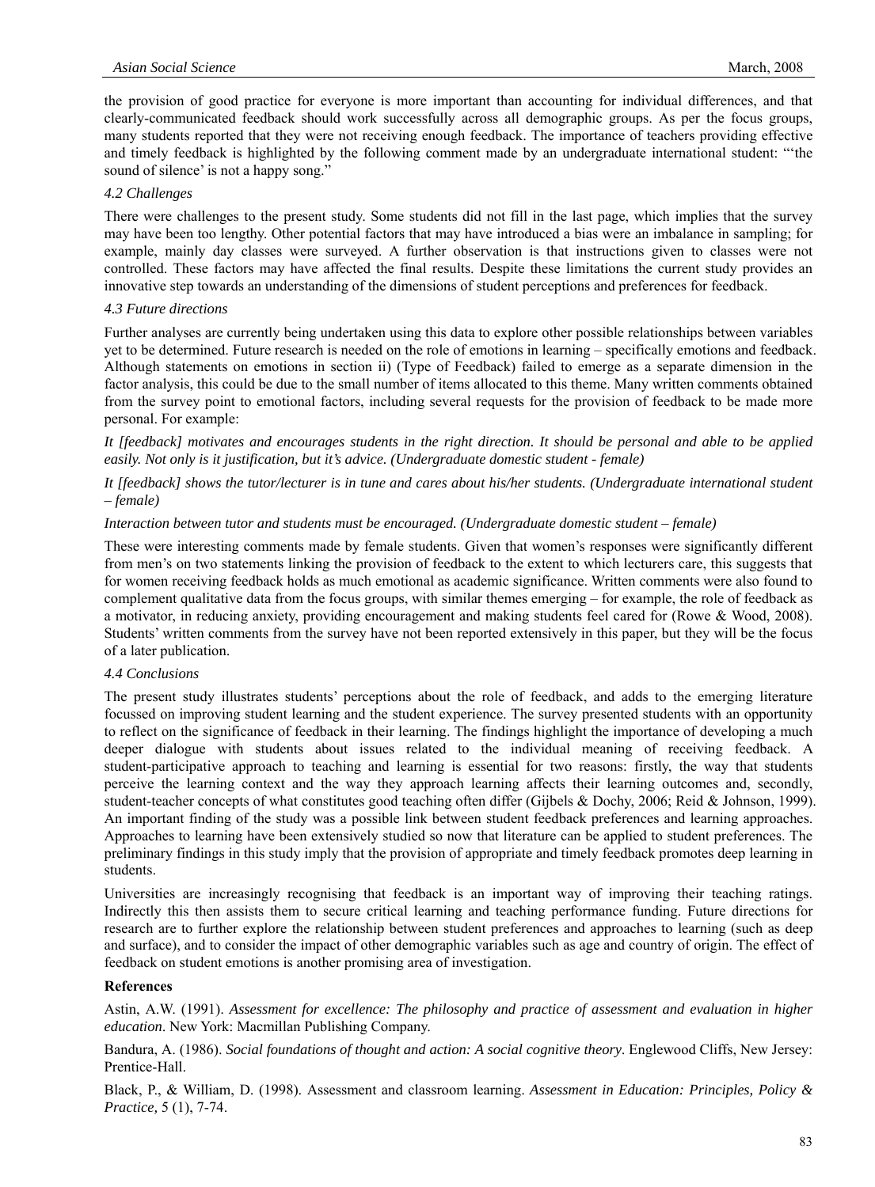the provision of good practice for everyone is more important than accounting for individual differences, and that clearly-communicated feedback should work successfully across all demographic groups. As per the focus groups, many students reported that they were not receiving enough feedback. The importance of teachers providing effective and timely feedback is highlighted by the following comment made by an undergraduate international student: "'the sound of silence' is not a happy song."

### *4.2 Challenges*

There were challenges to the present study. Some students did not fill in the last page, which implies that the survey may have been too lengthy. Other potential factors that may have introduced a bias were an imbalance in sampling; for example, mainly day classes were surveyed. A further observation is that instructions given to classes were not controlled. These factors may have affected the final results. Despite these limitations the current study provides an innovative step towards an understanding of the dimensions of student perceptions and preferences for feedback.

### *4.3 Future directions*

Further analyses are currently being undertaken using this data to explore other possible relationships between variables yet to be determined. Future research is needed on the role of emotions in learning – specifically emotions and feedback. Although statements on emotions in section ii) (Type of Feedback) failed to emerge as a separate dimension in the factor analysis, this could be due to the small number of items allocated to this theme. Many written comments obtained from the survey point to emotional factors, including several requests for the provision of feedback to be made more personal. For example:

*It [feedback] motivates and encourages students in the right direction. It should be personal and able to be applied easily. Not only is it justification, but it's advice. (Undergraduate domestic student - female)*

*It [feedback] shows the tutor/lecturer is in tune and cares about his/her students. (Undergraduate international student – female)*

*Interaction between tutor and students must be encouraged. (Undergraduate domestic student – female)*

These were interesting comments made by female students. Given that women's responses were significantly different from men's on two statements linking the provision of feedback to the extent to which lecturers care, this suggests that for women receiving feedback holds as much emotional as academic significance. Written comments were also found to complement qualitative data from the focus groups, with similar themes emerging – for example, the role of feedback as a motivator, in reducing anxiety, providing encouragement and making students feel cared for (Rowe & Wood, 2008). Students' written comments from the survey have not been reported extensively in this paper, but they will be the focus of a later publication.

### *4.4 Conclusions*

The present study illustrates students' perceptions about the role of feedback, and adds to the emerging literature focussed on improving student learning and the student experience. The survey presented students with an opportunity to reflect on the significance of feedback in their learning. The findings highlight the importance of developing a much deeper dialogue with students about issues related to the individual meaning of receiving feedback. A student-participative approach to teaching and learning is essential for two reasons: firstly, the way that students perceive the learning context and the way they approach learning affects their learning outcomes and, secondly, student-teacher concepts of what constitutes good teaching often differ (Gijbels & Dochy, 2006; Reid & Johnson, 1999). An important finding of the study was a possible link between student feedback preferences and learning approaches. Approaches to learning have been extensively studied so now that literature can be applied to student preferences. The preliminary findings in this study imply that the provision of appropriate and timely feedback promotes deep learning in students.

Universities are increasingly recognising that feedback is an important way of improving their teaching ratings. Indirectly this then assists them to secure critical learning and teaching performance funding. Future directions for research are to further explore the relationship between student preferences and approaches to learning (such as deep and surface), and to consider the impact of other demographic variables such as age and country of origin. The effect of feedback on student emotions is another promising area of investigation.

## References

Astin, A.W. (1991). *Assessment for excellence: The philosophy and practice of assessment and evaluation in higher education*. New York: Macmillan Publishing Company.

Bandura, A. (1986). *Social foundations of thought and action: A social cognitive theory*. Englewood Cliffs, New Jersey: Prentice-Hall.

Black, P., & William, D. (1998). Assessment and classroom learning. *Assessment in Education: Principles, Policy & Practice,* 5 (1), 7-74.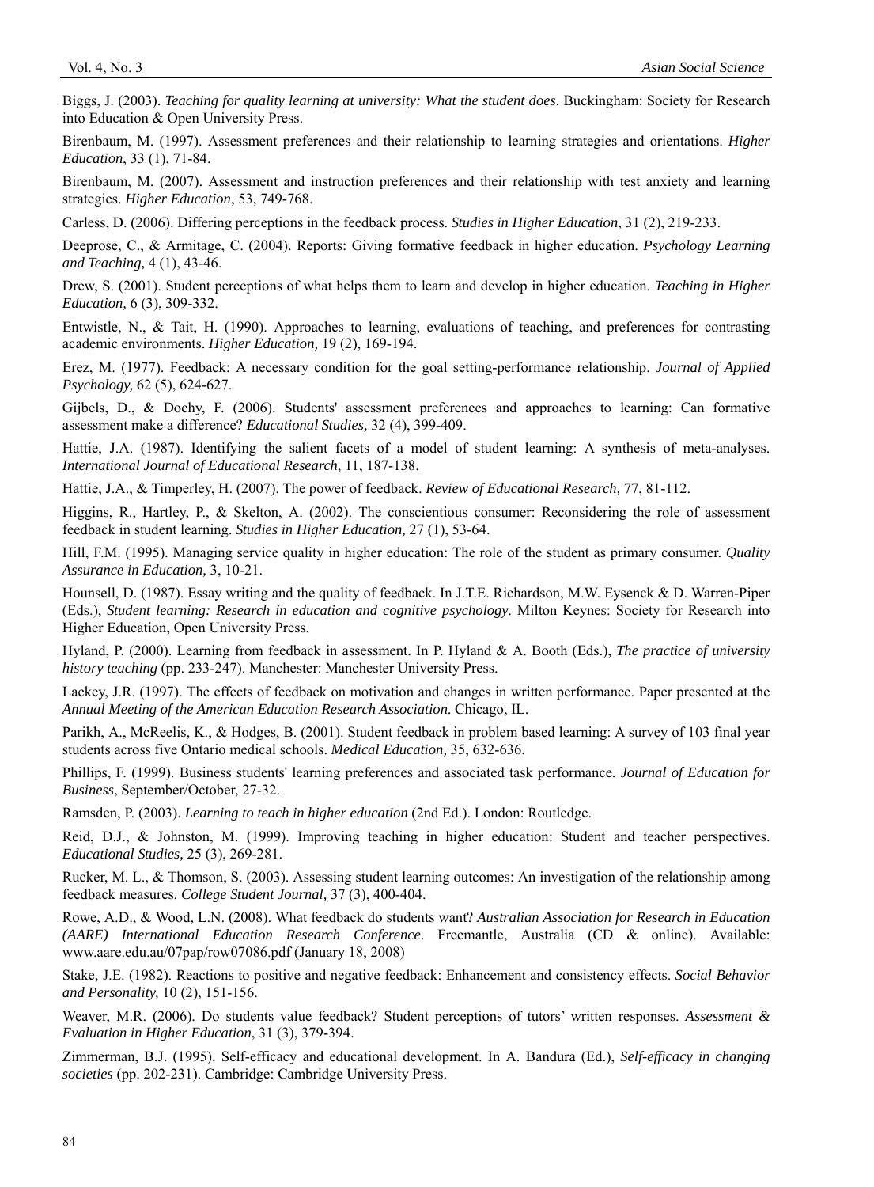Biggs, J. (2003). *Teaching for quality learning at university: What the student does*. Buckingham: Society for Research into Education & Open University Press.

Birenbaum, M. (1997). Assessment preferences and their relationship to learning strategies and orientations. *Higher Education*, 33 (1), 71-84.

Birenbaum, M. (2007). Assessment and instruction preferences and their relationship with test anxiety and learning strategies. *Higher Education*, 53, 749-768.

Carless, D. (2006). Differing perceptions in the feedback process. *Studies in Higher Education*, 31 (2), 219-233.

Deeprose, C., & Armitage, C. (2004). Reports: Giving formative feedback in higher education. *Psychology Learning and Teaching,* 4 (1), 43-46.

Drew, S. (2001). Student perceptions of what helps them to learn and develop in higher education. *Teaching in Higher Education,* 6 (3), 309-332.

Entwistle, N., & Tait, H. (1990). Approaches to learning, evaluations of teaching, and preferences for contrasting academic environments. *Higher Education,* 19 (2), 169-194.

Erez, M. (1977). Feedback: A necessary condition for the goal setting-performance relationship. *Journal of Applied Psychology,* 62 (5), 624-627.

Gijbels, D., & Dochy, F. (2006). Students' assessment preferences and approaches to learning: Can formative assessment make a difference? *Educational Studies,* 32 (4), 399-409.

Hattie, J.A. (1987). Identifying the salient facets of a model of student learning: A synthesis of meta-analyses. *International Journal of Educational Research*, 11, 187-138.

Hattie, J.A., & Timperley, H. (2007). The power of feedback. *Review of Educational Research,* 77, 81-112.

Higgins, R., Hartley, P., & Skelton, A. (2002). The conscientious consumer: Reconsidering the role of assessment feedback in student learning. *Studies in Higher Education,* 27 (1), 53-64.

Hill, F.M. (1995). Managing service quality in higher education: The role of the student as primary consumer. *Quality Assurance in Education,* 3, 10-21.

Hounsell, D. (1987). Essay writing and the quality of feedback. In J.T.E. Richardson, M.W. Eysenck & D. Warren-Piper (Eds.), *Student learning: Research in education and cognitive psychology*. Milton Keynes: Society for Research into Higher Education, Open University Press.

Hyland, P. (2000). Learning from feedback in assessment. In P. Hyland & A. Booth (Eds.), *The practice of university history teaching* (pp. 233-247). Manchester: Manchester University Press.

Lackey, J.R. (1997). The effects of feedback on motivation and changes in written performance. Paper presented at the *Annual Meeting of the American Education Research Association*. Chicago, IL.

Parikh, A., McReelis, K., & Hodges, B. (2001). Student feedback in problem based learning: A survey of 103 final year students across five Ontario medical schools. *Medical Education,* 35, 632-636.

Phillips, F. (1999). Business students' learning preferences and associated task performance. *Journal of Education for Business*, September/October, 27-32.

Ramsden, P. (2003). *Learning to teach in higher education* (2nd Ed.). London: Routledge.

Reid, D.J., & Johnston, M. (1999). Improving teaching in higher education: Student and teacher perspectives. *Educational Studies,* 25 (3), 269-281.

Rucker, M. L., & Thomson, S. (2003). Assessing student learning outcomes: An investigation of the relationship among feedback measures. *College Student Journal,* 37 (3), 400-404.

Rowe, A.D., & Wood, L.N. (2008). What feedback do students want? *Australian Association for Research in Education (AARE) International Education Research Conference*. Freemantle, Australia (CD & online). Available: www.aare.edu.au/07pap/row07086.pdf (January 18, 2008)

Stake, J.E. (1982). Reactions to positive and negative feedback: Enhancement and consistency effects. *Social Behavior and Personality,* 10 (2), 151-156.

Weaver, M.R. (2006). Do students value feedback? Student perceptions of tutors' written responses. *Assessment & Evaluation in Higher Education*, 31 (3), 379-394.

Zimmerman, B.J. (1995). Self-efficacy and educational development. In A. Bandura (Ed.), *Self-efficacy in changing societies* (pp. 202-231). Cambridge: Cambridge University Press.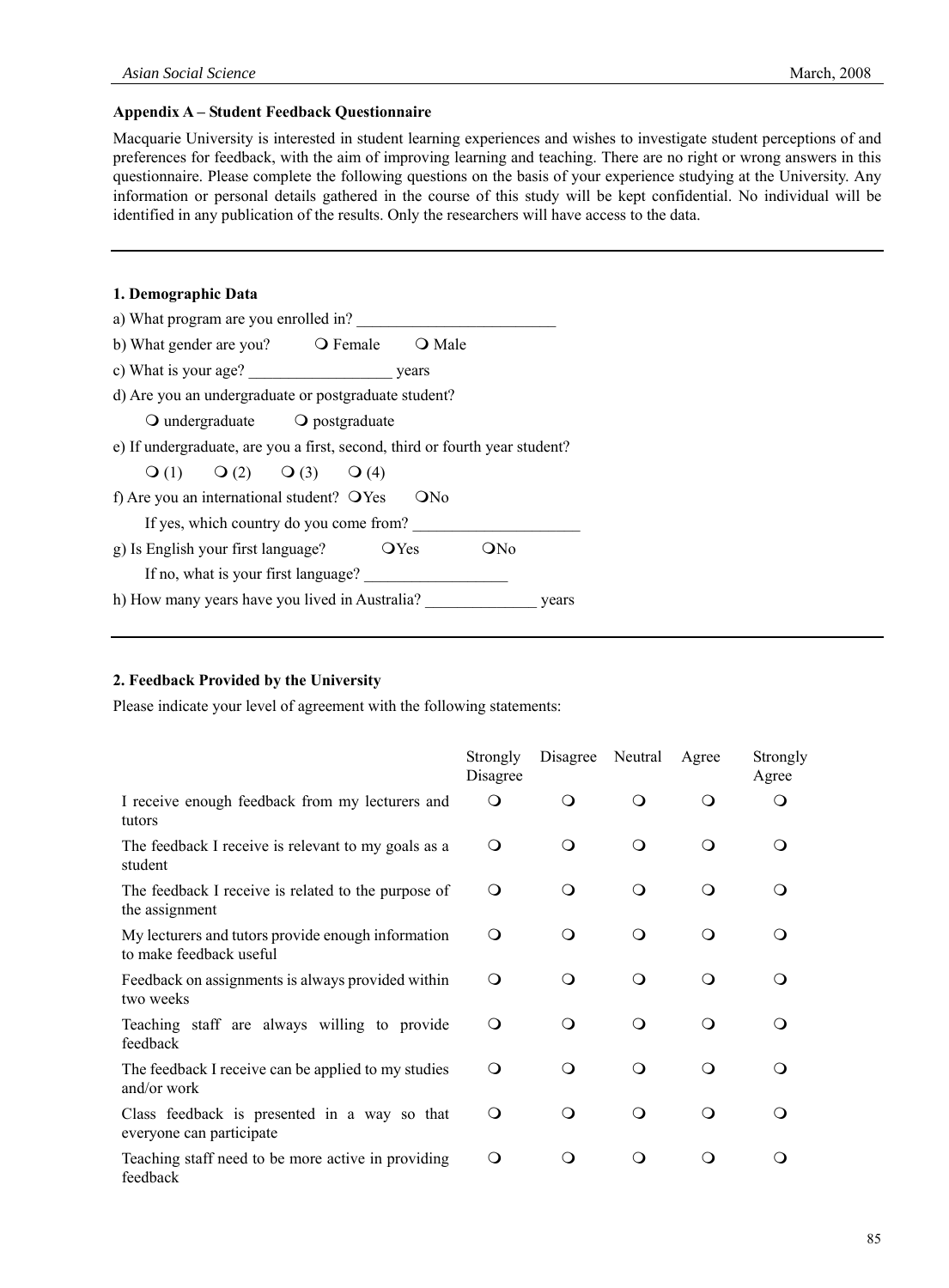**Appendix A – Student Feedback Questionnaire**

Macquarie University is interested in student learning experiences and wishes to investigate student perceptions of and preferences for feedback, with the aim of improving learning and teaching. There are no right or wrong answers in this questionnaire. Please complete the following questions on the basis of your experience studying at the University. Any information or personal details gathered in the course of this study will be kept confidential. No individual will be identified in any publication of the results. Only the researchers will have access to the data.

---

**1. Demographic Data**

a) What program are you enrolled in? ___________________________

b) What gender are you? ❍ Female ❍ Male

c) What is your age? __________________ years

d) Are you an undergraduate or postgraduate student?

❍ undergraduate ❍ postgraduate

e) If undergraduate, are you a first, second, third or fourth year student?

❍ (1) ❍ (2) ❍ (3) ❍ (4)

f) Are you an international student? ❍Yes ❍No

If yes, which country do you come from? _____________________

g) Is English your first language? ❍Yes ❍No

If no, what is your first language? __________________

h) How many years have you lived in Australia? ______________ years

---

**2. Feedback Provided by the University**

Please indicate your level of agreement with the following statements:

| | Strongly Disagree | Disagree | Neutral | Agree | Strongly Agree |
|---|---|---|---|---|---|
| I receive enough feedback from my lecturers and tutors | ❍ | ❍ | ❍ | ❍ | ❍ |
| The feedback I receive is relevant to my goals as a student | ❍ | ❍ | ❍ | ❍ | ❍ |
| The feedback I receive is related to the purpose of the assignment | ❍ | ❍ | ❍ | ❍ | ❍ |
| My lecturers and tutors provide enough information to make feedback useful | ❍ | ❍ | ❍ | ❍ | ❍ |
| Feedback on assignments is always provided within two weeks | ❍ | ❍ | ❍ | ❍ | ❍ |
| Teaching staff are always willing to provide feedback | ❍ | ❍ | ❍ | ❍ | ❍ |
| The feedback I receive can be applied to my studies and/or work | ❍ | ❍ | ❍ | ❍ | ❍ |
| Class feedback is presented in a way so that everyone can participate | ❍ | ❍ | ❍ | ❍ | ❍ |
| Teaching staff need to be more active in providing feedback | ❍ | ❍ | ❍ | ❍ | ❍ |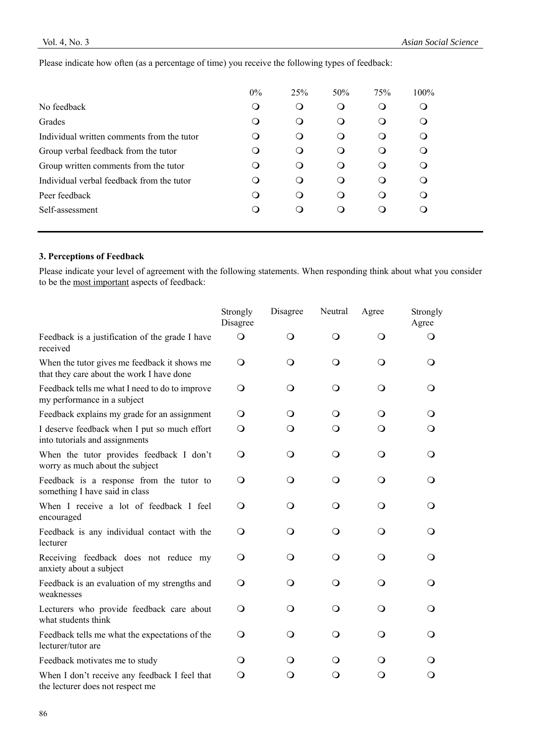Please indicate how often (as a percentage of time) you receive the following types of feedback:

| | 0% | 25% | 50% | 75% | 100% |
|---|---|---|---|---|---|
| No feedback | ❍ | ❍ | ❍ | ❍ | ❍ |
| Grades | ❍ | ❍ | ❍ | ❍ | ❍ |
| Individual written comments from the tutor | ❍ | ❍ | ❍ | ❍ | ❍ |
| Group verbal feedback from the tutor | ❍ | ❍ | ❍ | ❍ | ❍ |
| Group written comments from the tutor | ❍ | ❍ | ❍ | ❍ | ❍ |
| Individual verbal feedback from the tutor | ❍ | ❍ | ❍ | ❍ | ❍ |
| Peer feedback | ❍ | ❍ | ❍ | ❍ | ❍ |
| Self-assessment | ❍ | ❍ | ❍ | ❍ | ❍ |

### 3. Perceptions of Feedback

Please indicate your level of agreement with the following statements. When responding think about what you consider to be the most important aspects of feedback:

| | Strongly Disagree | Disagree | Neutral | Agree | Strongly Agree |
|---|---|---|---|---|---|
| Feedback is a justification of the grade I have received | ❍ | ❍ | ❍ | ❍ | ❍ |
| When the tutor gives me feedback it shows me that they care about the work I have done | ❍ | ❍ | ❍ | ❍ | ❍ |
| Feedback tells me what I need to do to improve my performance in a subject | ❍ | ❍ | ❍ | ❍ | ❍ |
| Feedback explains my grade for an assignment | ❍ | ❍ | ❍ | ❍ | ❍ |
| I deserve feedback when I put so much effort into tutorials and assignments | ❍ | ❍ | ❍ | ❍ | ❍ |
| When the tutor provides feedback I don't worry as much about the subject | ❍ | ❍ | ❍ | ❍ | ❍ |
| Feedback is a response from the tutor to something I have said in class | ❍ | ❍ | ❍ | ❍ | ❍ |
| When I receive a lot of feedback I feel encouraged | ❍ | ❍ | ❍ | ❍ | ❍ |
| Feedback is any individual contact with the lecturer | ❍ | ❍ | ❍ | ❍ | ❍ |
| Receiving feedback does not reduce my anxiety about a subject | ❍ | ❍ | ❍ | ❍ | ❍ |
| Feedback is an evaluation of my strengths and weaknesses | ❍ | ❍ | ❍ | ❍ | ❍ |
| Lecturers who provide feedback care about what students think | ❍ | ❍ | ❍ | ❍ | ❍ |
| Feedback tells me what the expectations of the lecturer/tutor are | ❍ | ❍ | ❍ | ❍ | ❍ |
| Feedback motivates me to study | ❍ | ❍ | ❍ | ❍ | ❍ |
| When I don't receive any feedback I feel that the lecturer does not respect me | ❍ | ❍ | ❍ | ❍ | ❍ |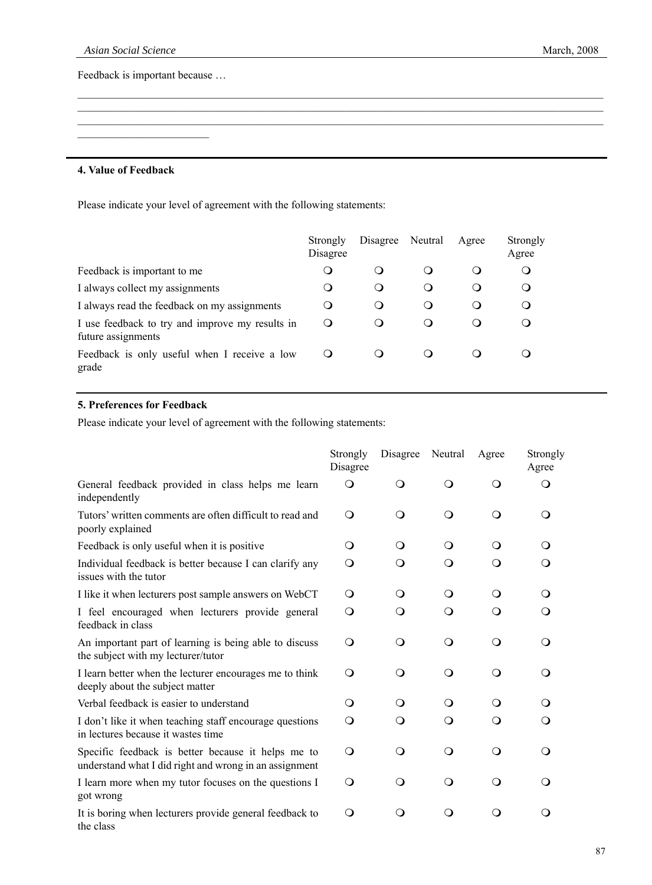Feedback is important because …

\_\_\_\_\_\_\_\_\_\_\_\_\_\_\_\_\_\_\_\_\_\_\_\_\_\_\_\_\_\_\_\_\_\_\_\_\_\_\_\_\_\_\_\_\_\_\_\_\_\_\_\_\_\_\_\_\_\_\_\_\_\_\_\_\_\_\_\_\_\_\_\_\_\_\_\_\_\_\_\_\_\_\_\_
\_\_\_\_\_\_\_\_\_\_\_\_\_\_\_\_\_\_\_\_\_\_\_\_\_\_\_\_\_\_\_\_\_\_\_\_\_\_\_\_\_\_\_\_\_\_\_\_\_\_\_\_\_\_\_\_\_\_\_\_\_\_\_\_\_\_\_\_\_\_\_\_\_\_\_\_\_\_\_\_\_\_\_\_
\_\_\_\_\_\_\_\_\_\_\_\_\_\_\_\_\_\_\_\_\_\_\_\_\_\_\_\_\_\_\_\_\_\_\_\_\_\_\_\_\_\_\_\_\_\_\_\_\_\_\_\_\_\_\_\_\_\_\_\_\_\_\_\_\_\_\_\_\_\_\_\_\_\_\_\_\_\_\_\_\_\_\_\_
\_\_\_\_\_\_\_\_\_\_\_\_\_\_\_\_\_\_\_\_\_\_\_\_\_

### 4. Value of Feedback

Please indicate your level of agreement with the following statements:

| | Strongly Disagree | Disagree | Neutral | Agree | Strongly Agree |
|---|---|---|---|---|---|
| Feedback is important to me | ❍ | ❍ | ❍ | ❍ | ❍ |
| I always collect my assignments | ❍ | ❍ | ❍ | ❍ | ❍ |
| I always read the feedback on my assignments | ❍ | ❍ | ❍ | ❍ | ❍ |
| I use feedback to try and improve my results in future assignments | ❍ | ❍ | ❍ | ❍ | ❍ |
| Feedback is only useful when I receive a low grade | ❍ | ❍ | ❍ | ❍ | ❍ |

### 5. Preferences for Feedback

Please indicate your level of agreement with the following statements:

| | Strongly Disagree | Disagree | Neutral | Agree | Strongly Agree |
|---|---|---|---|---|---|
| General feedback provided in class helps me learn independently | ❍ | ❍ | ❍ | ❍ | ❍ |
| Tutors' written comments are often difficult to read and poorly explained | ❍ | ❍ | ❍ | ❍ | ❍ |
| Feedback is only useful when it is positive | ❍ | ❍ | ❍ | ❍ | ❍ |
| Individual feedback is better because I can clarify any issues with the tutor | ❍ | ❍ | ❍ | ❍ | ❍ |
| I like it when lecturers post sample answers on WebCT | ❍ | ❍ | ❍ | ❍ | ❍ |
| I feel encouraged when lecturers provide general feedback in class | ❍ | ❍ | ❍ | ❍ | ❍ |
| An important part of learning is being able to discuss the subject with my lecturer/tutor | ❍ | ❍ | ❍ | ❍ | ❍ |
| I learn better when the lecturer encourages me to think deeply about the subject matter | ❍ | ❍ | ❍ | ❍ | ❍ |
| Verbal feedback is easier to understand | ❍ | ❍ | ❍ | ❍ | ❍ |
| I don't like it when teaching staff encourage questions in lectures because it wastes time | ❍ | ❍ | ❍ | ❍ | ❍ |
| Specific feedback is better because it helps me to understand what I did right and wrong in an assignment | ❍ | ❍ | ❍ | ❍ | ❍ |
| I learn more when my tutor focuses on the questions I got wrong | ❍ | ❍ | ❍ | ❍ | ❍ |
| It is boring when lecturers provide general feedback to the class | ❍ | ❍ | ❍ | ❍ | ❍ |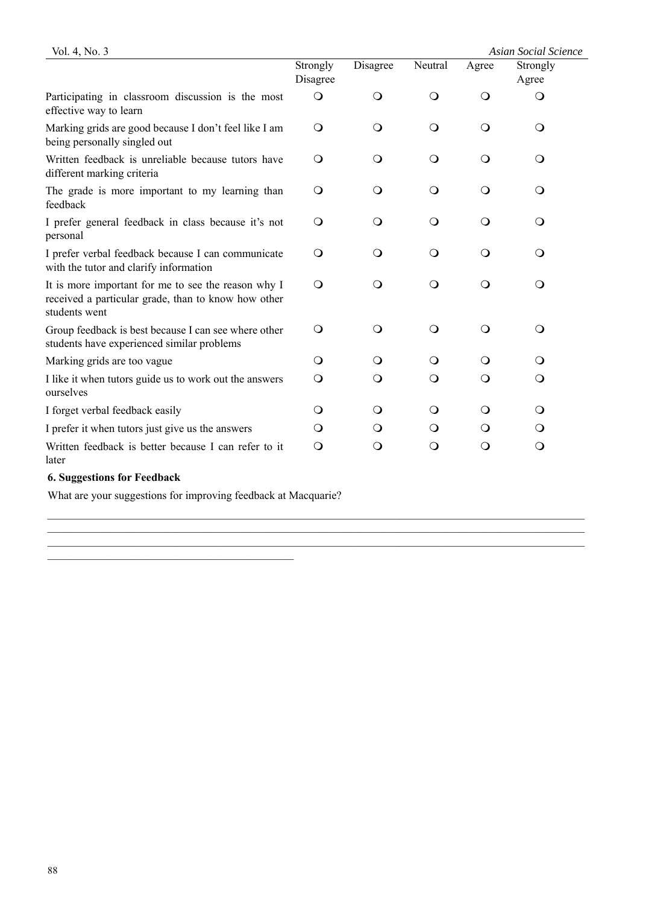| | Strongly Disagree | Disagree | Neutral | Agree | Strongly Agree |
|---|---|---|---|---|---|
| Participating in classroom discussion is the most effective way to learn | ❍ | ❍ | ❍ | ❍ | ❍ |
| Marking grids are good because I don't feel like I am being personally singled out | ❍ | ❍ | ❍ | ❍ | ❍ |
| Written feedback is unreliable because tutors have different marking criteria | ❍ | ❍ | ❍ | ❍ | ❍ |
| The grade is more important to my learning than feedback | ❍ | ❍ | ❍ | ❍ | ❍ |
| I prefer general feedback in class because it's not personal | ❍ | ❍ | ❍ | ❍ | ❍ |
| I prefer verbal feedback because I can communicate with the tutor and clarify information | ❍ | ❍ | ❍ | ❍ | ❍ |
| It is more important for me to see the reason why I received a particular grade, than to know how other students went | ❍ | ❍ | ❍ | ❍ | ❍ |
| Group feedback is best because I can see where other students have experienced similar problems | ❍ | ❍ | ❍ | ❍ | ❍ |
| Marking grids are too vague | ❍ | ❍ | ❍ | ❍ | ❍ |
| I like it when tutors guide us to work out the answers ourselves | ❍ | ❍ | ❍ | ❍ | ❍ |
| I forget verbal feedback easily | ❍ | ❍ | ❍ | ❍ | ❍ |
| I prefer it when tutors just give us the answers | ❍ | ❍ | ❍ | ❍ | ❍ |
| Written feedback is better because I can refer to it later | ❍ | ❍ | ❍ | ❍ | ❍ |

**6. Suggestions for Feedback**

What are your suggestions for improving feedback at Macquarie?

______________________________________________________________________________________

______________________________________________________________________________________

______________________________________________________________________________________

____________________________________________